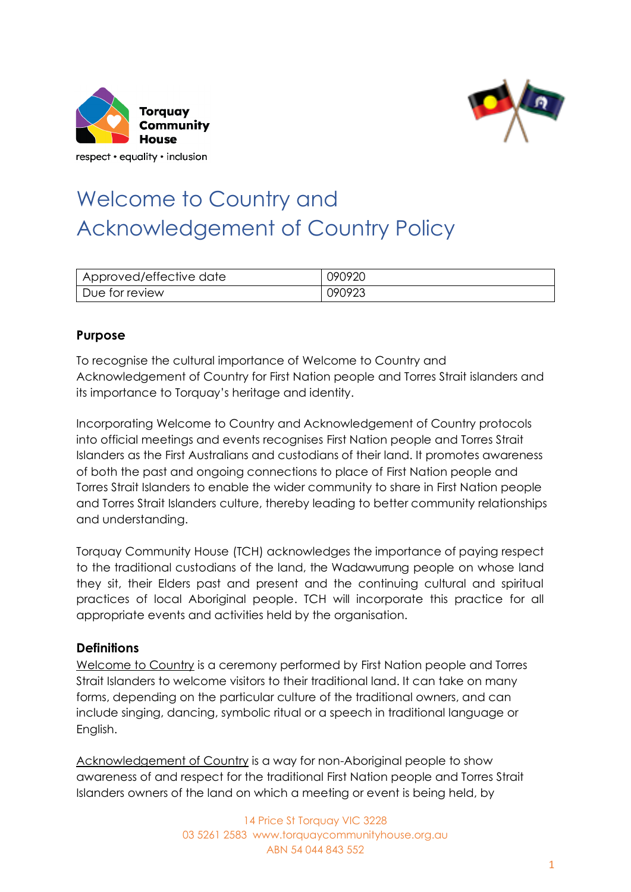Torquay Community House

respect • equality • inclusion

# Welcome to Country and Acknowledgement of Country Policy

| Approved/effective date | 090920 |
|---|---|
| Due for review | 090923 |

**Purpose**

To recognise the cultural importance of Welcome to Country and Acknowledgement of Country for First Nation people and Torres Strait islanders and its importance to Torquay's heritage and identity.

Incorporating Welcome to Country and Acknowledgement of Country protocols into official meetings and events recognises First Nation people and Torres Strait Islanders as the First Australians and custodians of their land. It promotes awareness of both the past and ongoing connections to place of First Nation people and Torres Strait Islanders to enable the wider community to share in First Nation people and Torres Strait Islanders culture, thereby leading to better community relationships and understanding.

Torquay Community House (TCH) acknowledges the importance of paying respect to the traditional custodians of the land, the Wadawurrung people on whose land they sit, their Elders past and present and the continuing cultural and spiritual practices of local Aboriginal people. TCH will incorporate this practice for all appropriate events and activities held by the organisation.

**Definitions**

Welcome to Country is a ceremony performed by First Nation people and Torres Strait Islanders to welcome visitors to their traditional land. It can take on many forms, depending on the particular culture of the traditional owners, and can include singing, dancing, symbolic ritual or a speech in traditional language or English.

Acknowledgement of Country is a way for non-Aboriginal people to show awareness of and respect for the traditional First Nation people and Torres Strait Islanders owners of the land on which a meeting or event is being held, by

14 Price St Torquay VIC 3228
03 5261 2583 www.torquaycommunityhouse.org.au
ABN 54 044 843 552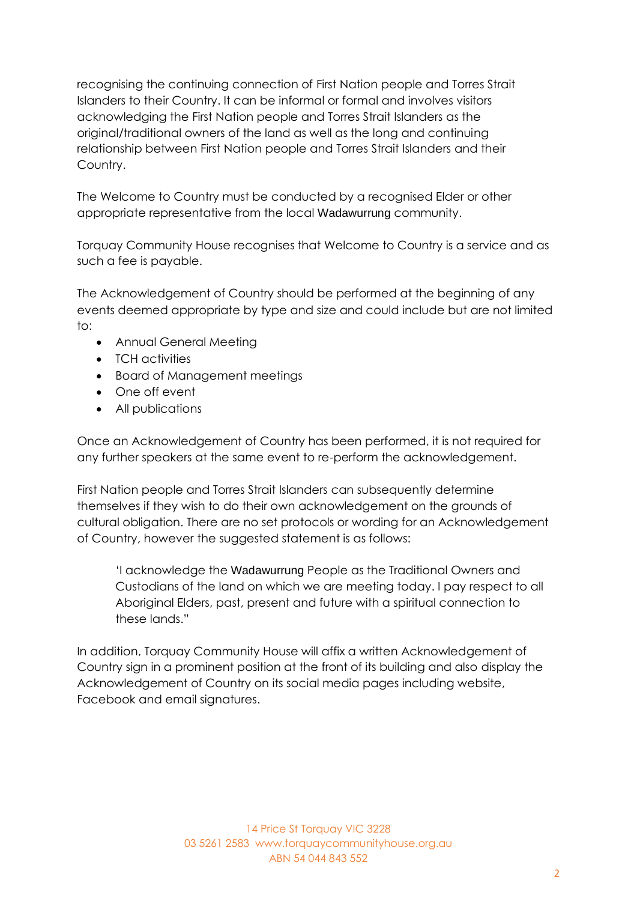recognising the continuing connection of First Nation people and Torres Strait Islanders to their Country. It can be informal or formal and involves visitors acknowledging the First Nation people and Torres Strait Islanders as the original/traditional owners of the land as well as the long and continuing relationship between First Nation people and Torres Strait Islanders and their Country.

The Welcome to Country must be conducted by a recognised Elder or other appropriate representative from the local Wadawurrung community.

Torquay Community House recognises that Welcome to Country is a service and as such a fee is payable.

The Acknowledgement of Country should be performed at the beginning of any events deemed appropriate by type and size and could include but are not limited to:

- Annual General Meeting
- TCH activities
- Board of Management meetings
- One off event
- All publications

Once an Acknowledgement of Country has been performed, it is not required for any further speakers at the same event to re-perform the acknowledgement.

First Nation people and Torres Strait Islanders can subsequently determine themselves if they wish to do their own acknowledgement on the grounds of cultural obligation. There are no set protocols or wording for an Acknowledgement of Country, however the suggested statement is as follows:

> 'I acknowledge the Wadawurrung People as the Traditional Owners and Custodians of the land on which we are meeting today. I pay respect to all Aboriginal Elders, past, present and future with a spiritual connection to these lands."

In addition, Torquay Community House will affix a written Acknowledgement of Country sign in a prominent position at the front of its building and also display the Acknowledgement of Country on its social media pages including website, Facebook and email signatures.